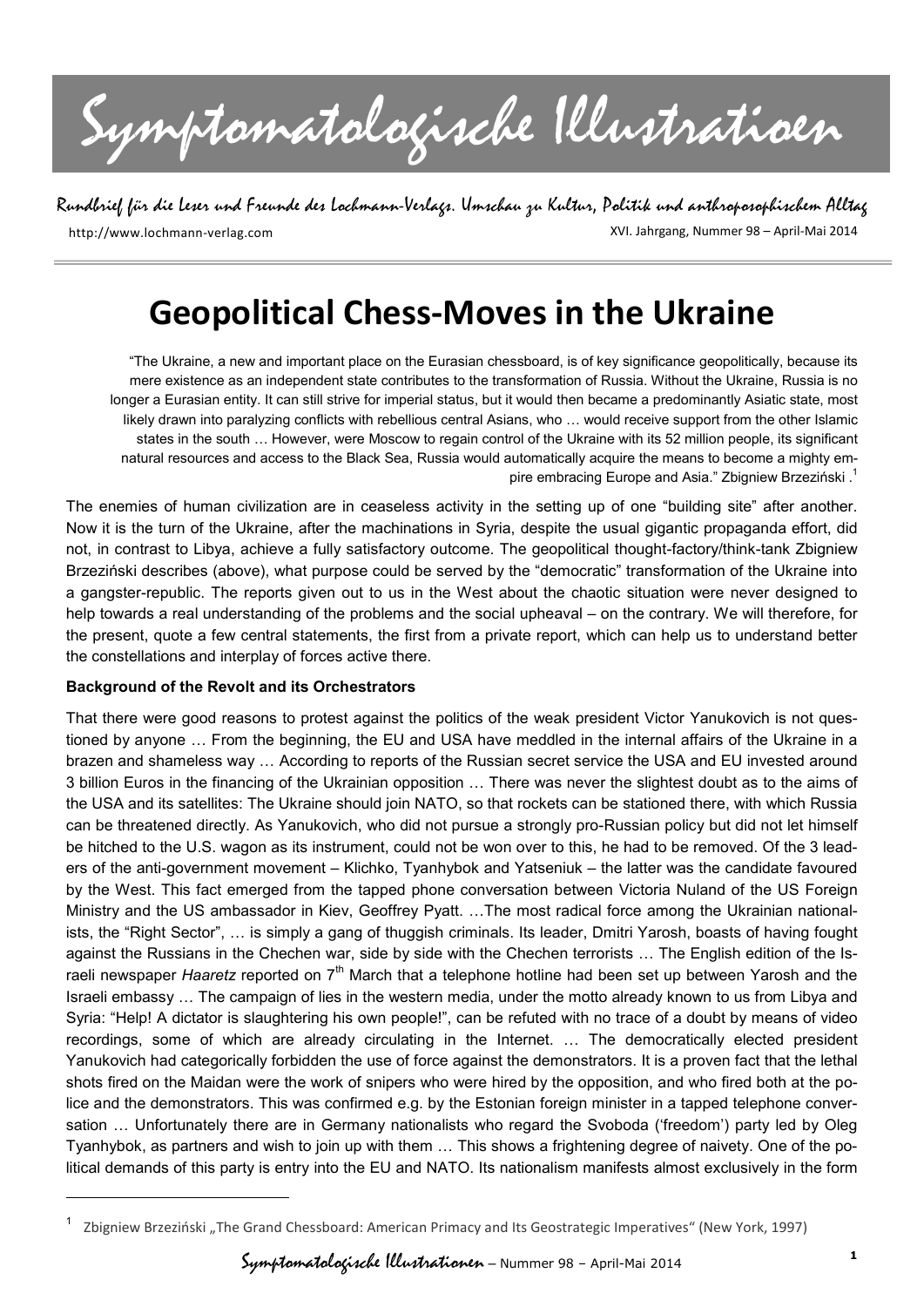# Symptomatologische Illustratioen

Rundbrief für die Leser und Freunde des Lochmann-Verlags. Umschau zu Kultur, Politik und anthroposophischem Alltag

http://www.lochmann-verlag.com XVI. Jahrgang, Nummer 98 – April-Mai 2014

# Geopolitical Chess-Moves in the Ukraine

> "The Ukraine, a new and important place on the Eurasian chessboard, is of key significance geopolitically, because its mere existence as an independent state contributes to the transformation of Russia. Without the Ukraine, Russia is no longer a Eurasian entity. It can still strive for imperial status, but it would then became a predominantly Asiatic state, most likely drawn into paralyzing conflicts with rebellious central Asians, who … would receive support from the other Islamic states in the south … However, were Moscow to regain control of the Ukraine with its 52 million people, its significant natural resources and access to the Black Sea, Russia would automatically acquire the means to become a mighty empire embracing Europe and Asia." Zbigniew Brzeziński .[1]

The enemies of human civilization are in ceaseless activity in the setting up of one "building site" after another. Now it is the turn of the Ukraine, after the machinations in Syria, despite the usual gigantic propaganda effort, did not, in contrast to Libya, achieve a fully satisfactory outcome. The geopolitical thought-factory/think-tank Zbigniew Brzeziński describes (above), what purpose could be served by the "democratic" transformation of the Ukraine into a gangster-republic. The reports given out to us in the West about the chaotic situation were never designed to help towards a real understanding of the problems and the social upheaval – on the contrary. We will therefore, for the present, quote a few central statements, the first from a private report, which can help us to understand better the constellations and interplay of forces active there.

**Background of the Revolt and its Orchestrators**

That there were good reasons to protest against the politics of the weak president Victor Yanukovich is not questioned by anyone … From the beginning, the EU and USA have meddled in the internal affairs of the Ukraine in a brazen and shameless way … According to reports of the Russian secret service the USA and EU invested around 3 billion Euros in the financing of the Ukrainian opposition … There was never the slightest doubt as to the aims of the USA and its satellites: The Ukraine should join NATO, so that rockets can be stationed there, with which Russia can be threatened directly. As Yanukovich, who did not pursue a strongly pro-Russian policy but did not let himself be hitched to the U.S. wagon as its instrument, could not be won over to this, he had to be removed. Of the 3 leaders of the anti-government movement – Klichko, Tyanhybok and Yatseniuk – the latter was the candidate favoured by the West. This fact emerged from the tapped phone conversation between Victoria Nuland of the US Foreign Ministry and the US ambassador in Kiev, Geoffrey Pyatt. …The most radical force among the Ukrainian nationalists, the "Right Sector", … is simply a gang of thuggish criminals. Its leader, Dmitri Yarosh, boasts of having fought against the Russians in the Chechen war, side by side with the Chechen terrorists … The English edition of the Israeli newspaper *Haaretz* reported on 7th March that a telephone hotline had been set up between Yarosh and the Israeli embassy … The campaign of lies in the western media, under the motto already known to us from Libya and Syria: "Help! A dictator is slaughtering his own people!", can be refuted with no trace of a doubt by means of video recordings, some of which are already circulating in the Internet. … The democratically elected president Yanukovich had categorically forbidden the use of force against the demonstrators. It is a proven fact that the lethal shots fired on the Maidan were the work of snipers who were hired by the opposition, and who fired both at the police and the demonstrators. This was confirmed e.g. by the Estonian foreign minister in a tapped telephone conversation … Unfortunately there are in Germany nationalists who regard the Svoboda ('freedom') party led by Oleg Tyanhybok, as partners and wish to join up with them … This shows a frightening degree of naivety. One of the political demands of this party is entry into the EU and NATO. Its nationalism manifests almost exclusively in the form

---

[1] Zbigniew Brzeziński „The Grand Chessboard: American Primacy and Its Geostrategic Imperatives" (New York, 1997)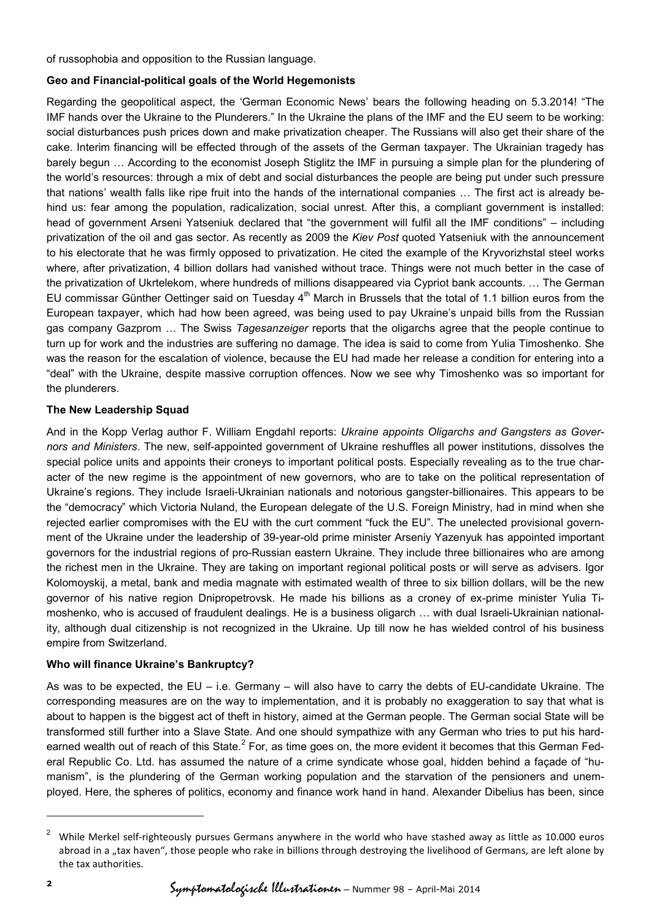of russophobia and opposition to the Russian language.

**Geo and Financial-political goals of the World Hegemonists**

Regarding the geopolitical aspect, the 'German Economic News' bears the following heading on 5.3.2014! "The IMF hands over the Ukraine to the Plunderers." In the Ukraine the plans of the IMF and the EU seem to be working: social disturbances push prices down and make privatization cheaper. The Russians will also get their share of the cake. Interim financing will be effected through of the assets of the German taxpayer. The Ukrainian tragedy has barely begun … According to the economist Joseph Stiglitz the IMF in pursuing a simple plan for the plundering of the world's resources: through a mix of debt and social disturbances the people are being put under such pressure that nations' wealth falls like ripe fruit into the hands of the international companies … The first act is already behind us: fear among the population, radicalization, social unrest. After this, a compliant government is installed: head of government Arseni Yatseniuk declared that "the government will fulfil all the IMF conditions" – including privatization of the oil and gas sector. As recently as 2009 the *Kiev Post* quoted Yatseniuk with the announcement to his electorate that he was firmly opposed to privatization. He cited the example of the Kryvorizhstal steel works where, after privatization, 4 billion dollars had vanished without trace. Things were not much better in the case of the privatization of Ukrtelekom, where hundreds of millions disappeared via Cypriot bank accounts. … The German EU commissar Günther Oettinger said on Tuesday 4th March in Brussels that the total of 1.1 billion euros from the European taxpayer, which had how been agreed, was being used to pay Ukraine's unpaid bills from the Russian gas company Gazprom … The Swiss *Tagesanzeiger* reports that the oligarchs agree that the people continue to turn up for work and the industries are suffering no damage. The idea is said to come from Yulia Timoshenko. She was the reason for the escalation of violence, because the EU had made her release a condition for entering into a "deal" with the Ukraine, despite massive corruption offences. Now we see why Timoshenko was so important for the plunderers.

**The New Leadership Squad**

And in the Kopp Verlag author F. William Engdahl reports: *Ukraine appoints Oligarchs and Gangsters as Governors and Ministers*. The new, self-appointed government of Ukraine reshuffles all power institutions, dissolves the special police units and appoints their croneys to important political posts. Especially revealing as to the true character of the new regime is the appointment of new governors, who are to take on the political representation of Ukraine's regions. They include Israeli-Ukrainian nationals and notorious gangster-billionaires. This appears to be the "democracy" which Victoria Nuland, the European delegate of the U.S. Foreign Ministry, had in mind when she rejected earlier compromises with the EU with the curt comment "fuck the EU". The unelected provisional government of the Ukraine under the leadership of 39-year-old prime minister Arseniy Yazenyuk has appointed important governors for the industrial regions of pro-Russian eastern Ukraine. They include three billionaires who are among the richest men in the Ukraine. They are taking on important regional political posts or will serve as advisers. Igor Kolomoyskij, a metal, bank and media magnate with estimated wealth of three to six billion dollars, will be the new governor of his native region Dnipropetrovsk. He made his billions as a croney of ex-prime minister Yulia Timoshenko, who is accused of fraudulent dealings. He is a business oligarch … with dual Israeli-Ukrainian nationality, although dual citizenship is not recognized in the Ukraine. Up till now he has wielded control of his business empire from Switzerland.

**Who will finance Ukraine's Bankruptcy?**

As was to be expected, the EU – i.e. Germany – will also have to carry the debts of EU-candidate Ukraine. The corresponding measures are on the way to implementation, and it is probably no exaggeration to say that what is about to happen is the biggest act of theft in history, aimed at the German people. The German social State will be transformed still further into a Slave State. And one should sympathize with any German who tries to put his hard-earned wealth out of reach of this State.[2] For, as time goes on, the more evident it becomes that this German Federal Republic Co. Ltd. has assumed the nature of a crime syndicate whose goal, hidden behind a façade of "humanism", is the plundering of the German working population and the starvation of the pensioners and unemployed. Here, the spheres of politics, economy and finance work hand in hand. Alexander Dibelius has been, since

[2] While Merkel self-righteously pursues Germans anywhere in the world who have stashed away as little as 10.000 euros abroad in a „tax haven", those people who rake in billions through destroying the livelihood of Germans, are left alone by the tax authorities.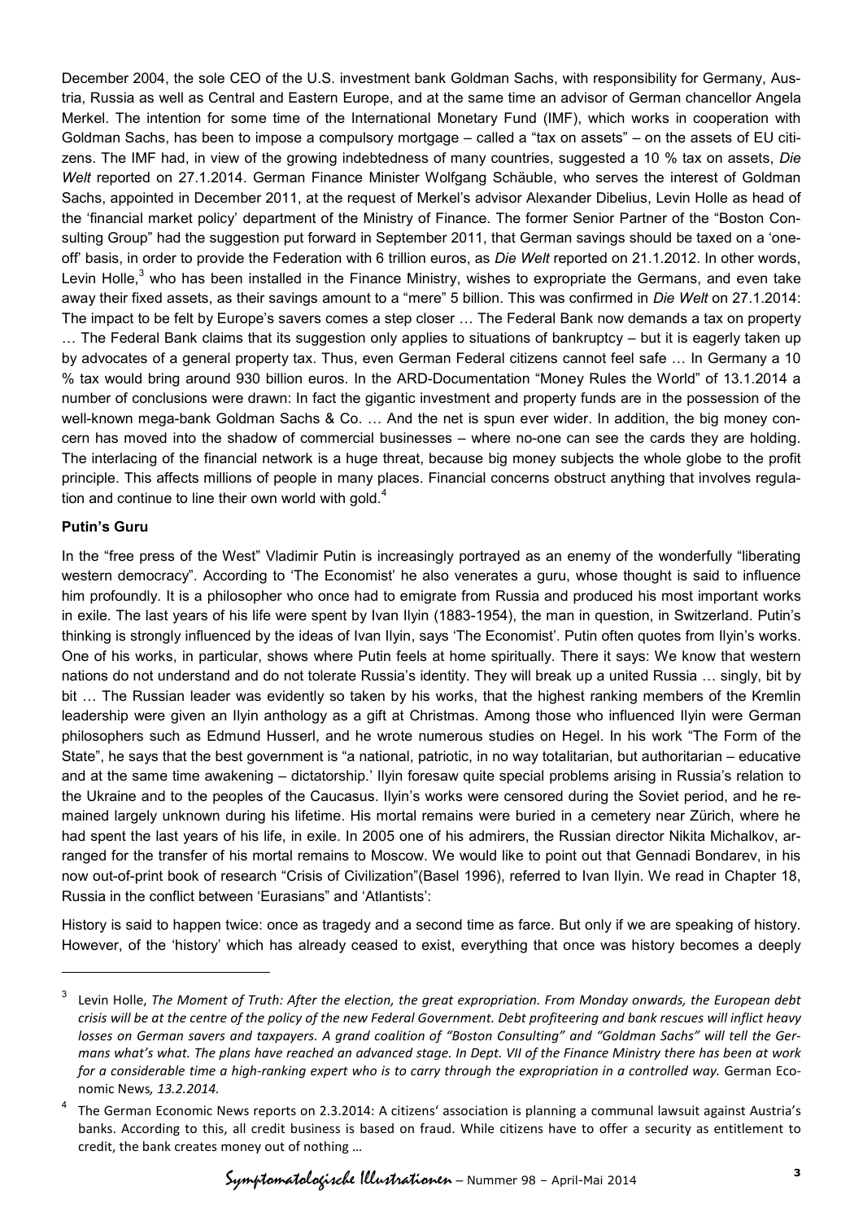December 2004, the sole CEO of the U.S. investment bank Goldman Sachs, with responsibility for Germany, Austria, Russia as well as Central and Eastern Europe, and at the same time an advisor of German chancellor Angela Merkel. The intention for some time of the International Monetary Fund (IMF), which works in cooperation with Goldman Sachs, has been to impose a compulsory mortgage – called a "tax on assets" – on the assets of EU citizens. The IMF had, in view of the growing indebtedness of many countries, suggested a 10 % tax on assets, *Die Welt* reported on 27.1.2014. German Finance Minister Wolfgang Schäuble, who serves the interest of Goldman Sachs, appointed in December 2011, at the request of Merkel's advisor Alexander Dibelius, Levin Holle as head of the 'financial market policy' department of the Ministry of Finance. The former Senior Partner of the "Boston Consulting Group" had the suggestion put forward in September 2011, that German savings should be taxed on a 'one-off' basis, in order to provide the Federation with 6 trillion euros, as *Die Welt* reported on 21.1.2012. In other words, Levin Holle,[3] who has been installed in the Finance Ministry, wishes to expropriate the Germans, and even take away their fixed assets, as their savings amount to a "mere" 5 billion. This was confirmed in *Die Welt* on 27.1.2014: The impact to be felt by Europe's savers comes a step closer … The Federal Bank now demands a tax on property … The Federal Bank claims that its suggestion only applies to situations of bankruptcy – but it is eagerly taken up by advocates of a general property tax. Thus, even German Federal citizens cannot feel safe … In Germany a 10 % tax would bring around 930 billion euros. In the ARD-Documentation "Money Rules the World" of 13.1.2014 a number of conclusions were drawn: In fact the gigantic investment and property funds are in the possession of the well-known mega-bank Goldman Sachs & Co. … And the net is spun ever wider. In addition, the big money concern has moved into the shadow of commercial businesses – where no-one can see the cards they are holding. The interlacing of the financial network is a huge threat, because big money subjects the whole globe to the profit principle. This affects millions of people in many places. Financial concerns obstruct anything that involves regulation and continue to line their own world with gold.[4]

**Putin's Guru**

In the "free press of the West" Vladimir Putin is increasingly portrayed as an enemy of the wonderfully "liberating western democracy". According to 'The Economist' he also venerates a guru, whose thought is said to influence him profoundly. It is a philosopher who once had to emigrate from Russia and produced his most important works in exile. The last years of his life were spent by Ivan Ilyin (1883-1954), the man in question, in Switzerland. Putin's thinking is strongly influenced by the ideas of Ivan Ilyin, says 'The Economist'. Putin often quotes from Ilyin's works. One of his works, in particular, shows where Putin feels at home spiritually. There it says: We know that western nations do not understand and do not tolerate Russia's identity. They will break up a united Russia … singly, bit by bit … The Russian leader was evidently so taken by his works, that the highest ranking members of the Kremlin leadership were given an Ilyin anthology as a gift at Christmas. Among those who influenced Ilyin were German philosophers such as Edmund Husserl, and he wrote numerous studies on Hegel. In his work "The Form of the State", he says that the best government is "a national, patriotic, in no way totalitarian, but authoritarian – educative and at the same time awakening – dictatorship.' Ilyin foresaw quite special problems arising in Russia's relation to the Ukraine and to the peoples of the Caucasus. Ilyin's works were censored during the Soviet period, and he remained largely unknown during his lifetime. His mortal remains were buried in a cemetery near Zürich, where he had spent the last years of his life, in exile. In 2005 one of his admirers, the Russian director Nikita Michalkov, arranged for the transfer of his mortal remains to Moscow. We would like to point out that Gennadi Bondarev, in his now out-of-print book of research "Crisis of Civilization"(Basel 1996), referred to Ivan Ilyin. We read in Chapter 18, Russia in the conflict between 'Eurasians" and 'Atlantists':

History is said to happen twice: once as tragedy and a second time as farce. But only if we are speaking of history. However, of the 'history' which has already ceased to exist, everything that once was history becomes a deeply

---

[3] Levin Holle, *The Moment of Truth: After the election, the great expropriation. From Monday onwards, the European debt crisis will be at the centre of the policy of the new Federal Government. Debt profiteering and bank rescues will inflict heavy losses on German savers and taxpayers. A grand coalition of "Boston Consulting" and "Goldman Sachs" will tell the Germans what's what. The plans have reached an advanced stage. In Dept. VII of the Finance Ministry there has been at work for a considerable time a high-ranking expert who is to carry through the expropriation in a controlled way.* German Economic News*, 13.2.2014.*

[4] The German Economic News reports on 2.3.2014: A citizens' association is planning a communal lawsuit against Austria's banks. According to this, all credit business is based on fraud. While citizens have to offer a security as entitlement to credit, the bank creates money out of nothing …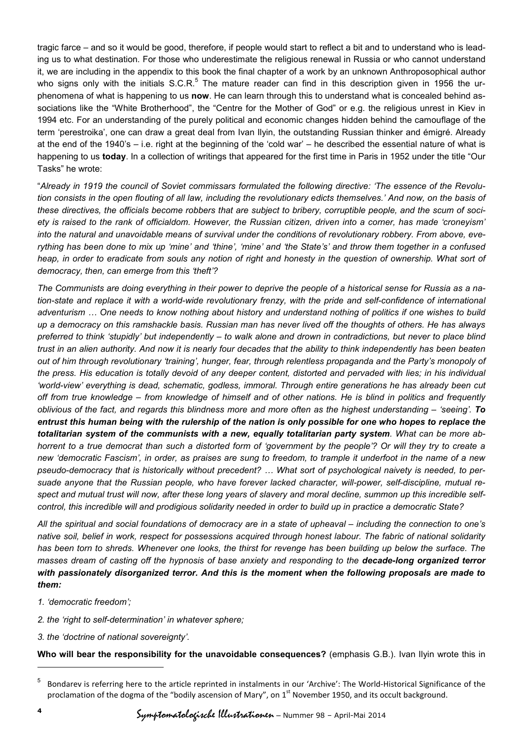tragic farce – and so it would be good, therefore, if people would start to reflect a bit and to understand who is leading us to what destination. For those who underestimate the religious renewal in Russia or who cannot understand it, we are including in the appendix to this book the final chapter of a work by an unknown Anthroposophical author who signs only with the initials S.C.R.[5] The mature reader can find in this description given in 1956 the ur-phenomena of what is happening to us **now**. He can learn through this to understand what is concealed behind associations like the "White Brotherhood", the "Centre for the Mother of God" or e.g. the religious unrest in Kiev in 1994 etc. For an understanding of the purely political and economic changes hidden behind the camouflage of the term 'perestroika', one can draw a great deal from Ivan Ilyin, the outstanding Russian thinker and émigré. Already at the end of the 1940's – i.e. right at the beginning of the 'cold war' – he described the essential nature of what is happening to us **today**. In a collection of writings that appeared for the first time in Paris in 1952 under the title "Our Tasks" he wrote:

"*Already in 1919 the council of Soviet commissars formulated the following directive: 'The essence of the Revolution consists in the open flouting of all law, including the revolutionary edicts themselves.' And now, on the basis of these directives, the officials become robbers that are subject to bribery, corruptible people, and the scum of society is raised to the rank of officialdom. However, the Russian citizen, driven into a corner, has made 'croneyism' into the natural and unavoidable means of survival under the conditions of revolutionary robbery. From above, everything has been done to mix up 'mine' and 'thine', 'mine' and 'the State's' and throw them together in a confused heap, in order to eradicate from souls any notion of right and honesty in the question of ownership. What sort of democracy, then, can emerge from this 'theft'?*

*The Communists are doing everything in their power to deprive the people of a historical sense for Russia as a nation-state and replace it with a world-wide revolutionary frenzy, with the pride and self-confidence of international adventurism … One needs to know nothing about history and understand nothing of politics if one wishes to build up a democracy on this ramshackle basis. Russian man has never lived off the thoughts of others. He has always preferred to think 'stupidly' but independently – to walk alone and drown in contradictions, but never to place blind trust in an alien authority. And now it is nearly four decades that the ability to think independently has been beaten out of him through revolutionary 'training', hunger, fear, through relentless propaganda and the Party's monopoly of the press. His education is totally devoid of any deeper content, distorted and pervaded with lies; in his individual 'world-view' everything is dead, schematic, godless, immoral. Through entire generations he has already been cut off from true knowledge – from knowledge of himself and of other nations. He is blind in politics and frequently oblivious of the fact, and regards this blindness more and more often as the highest understanding – 'seeing'.* ***To entrust this human being with the rulership of the nation is only possible for one who hopes to replace the totalitarian system of the communists with a new, equally totalitarian party system****. What can be more abhorrent to a true democrat than such a distorted form of 'government by the people'? Or will they try to create a new 'democratic Fascism', in order, as praises are sung to freedom, to trample it underfoot in the name of a new pseudo-democracy that is historically without precedent? … What sort of psychological naivety is needed, to persuade anyone that the Russian people, who have forever lacked character, will-power, self-discipline, mutual respect and mutual trust will now, after these long years of slavery and moral decline, summon up this incredible self-control, this incredible will and prodigious solidarity needed in order to build up in practice a democratic State?*

*All the spiritual and social foundations of democracy are in a state of upheaval – including the connection to one's native soil, belief in work, respect for possessions acquired through honest labour. The fabric of national solidarity has been torn to shreds. Whenever one looks, the thirst for revenge has been building up below the surface. The masses dream of casting off the hypnosis of base anxiety and responding to the* ***decade-long organized terror with passionately disorganized terror. And this is the moment when the following proposals are made to them:***

1. *'democratic freedom';*
2. *the 'right to self-determination' in whatever sphere;*
3. *the 'doctrine of national sovereignty'.*

**Who will bear the responsibility for the unavoidable consequences?** (emphasis G.B.). Ivan Ilyin wrote this in

---

[5] Bondarev is referring here to the article reprinted in instalments in our 'Archive': The World-Historical Significance of the proclamation of the dogma of the "bodily ascension of Mary", on 1st November 1950, and its occult background.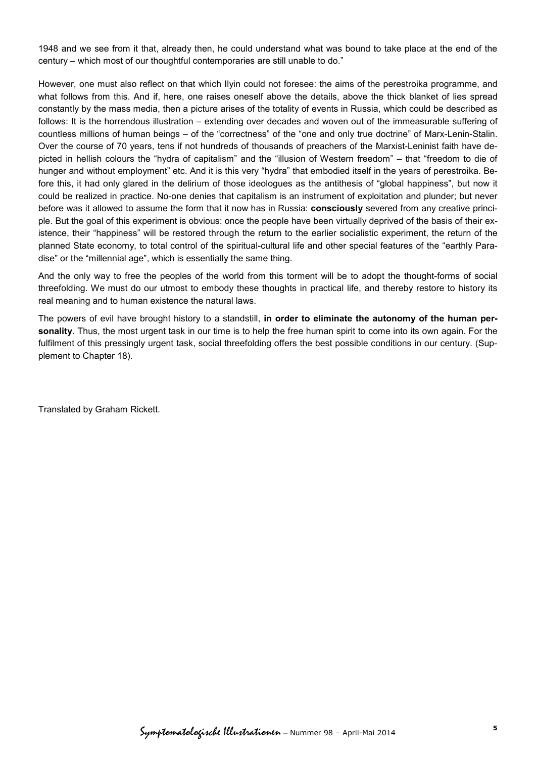1948 and we see from it that, already then, he could understand what was bound to take place at the end of the century – which most of our thoughtful contemporaries are still unable to do."

However, one must also reflect on that which Ilyin could not foresee: the aims of the perestroika programme, and what follows from this. And if, here, one raises oneself above the details, above the thick blanket of lies spread constantly by the mass media, then a picture arises of the totality of events in Russia, which could be described as follows: It is the horrendous illustration – extending over decades and woven out of the immeasurable suffering of countless millions of human beings – of the "correctness" of the "one and only true doctrine" of Marx-Lenin-Stalin. Over the course of 70 years, tens if not hundreds of thousands of preachers of the Marxist-Leninist faith have depicted in hellish colours the "hydra of capitalism" and the "illusion of Western freedom" – that "freedom to die of hunger and without employment" etc. And it is this very "hydra" that embodied itself in the years of perestroika. Before this, it had only glared in the delirium of those ideologues as the antithesis of "global happiness", but now it could be realized in practice. No-one denies that capitalism is an instrument of exploitation and plunder; but never before was it allowed to assume the form that it now has in Russia: **consciously** severed from any creative principle. But the goal of this experiment is obvious: once the people have been virtually deprived of the basis of their existence, their "happiness" will be restored through the return to the earlier socialistic experiment, the return of the planned State economy, to total control of the spiritual-cultural life and other special features of the "earthly Paradise" or the "millennial age", which is essentially the same thing.

And the only way to free the peoples of the world from this torment will be to adopt the thought-forms of social threefolding. We must do our utmost to embody these thoughts in practical life, and thereby restore to history its real meaning and to human existence the natural laws.

The powers of evil have brought history to a standstill, **in order to eliminate the autonomy of the human personality**. Thus, the most urgent task in our time is to help the free human spirit to come into its own again. For the fulfilment of this pressingly urgent task, social threefolding offers the best possible conditions in our century. (Supplement to Chapter 18).

Translated by Graham Rickett.